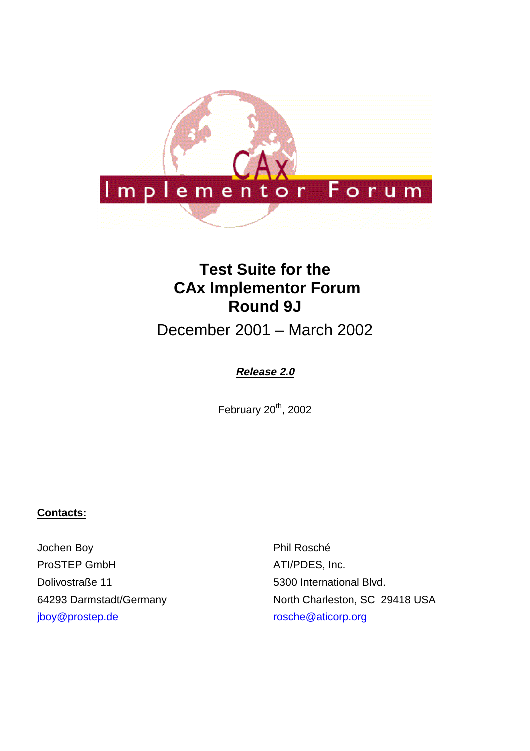# Test Suite for the CAx Implementor Forum Round 9J

December 2001 – March 2002

***Release 2.0***

February 20th, 2002

**Contacts:**

Jochen Boy
ProSTEP GmbH
Dolivostraße 11
64293 Darmstadt/Germany
jboy@prostep.de

Phil Rosché
ATI/PDES, Inc.
5300 International Blvd.
North Charleston, SC 29418 USA
rosche@aticorp.org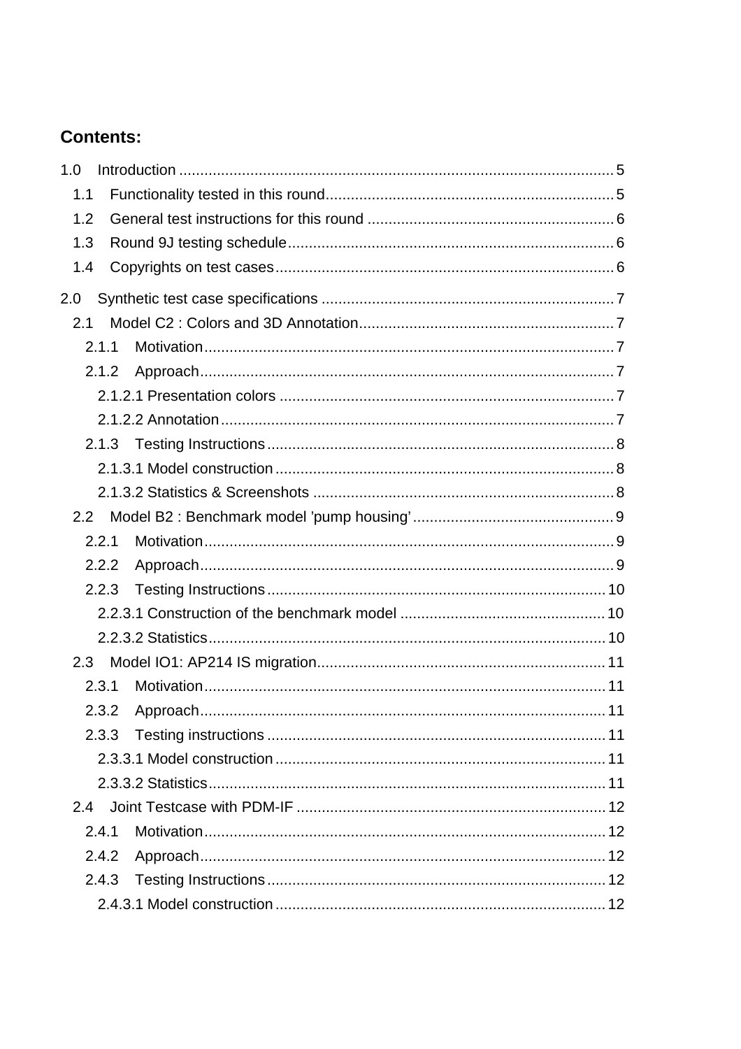**Contents:**

1.0 Introduction ....................................................................................................... 5
 1.1 Functionality tested in this round.................................................................... 5
 1.2 General test instructions for this round ........................................................... 6
 1.3 Round 9J testing schedule............................................................................. 6
 1.4 Copyrights on test cases................................................................................ 6

2.0 Synthetic test case specifications ..................................................................... 7
 2.1 Model C2 : Colors and 3D Annotation............................................................ 7
  2.1.1 Motivation................................................................................................. 7
  2.1.2 Approach.................................................................................................. 7
   2.1.2.1 Presentation colors ............................................................................... 7
   2.1.2.2 Annotation............................................................................................ 7
  2.1.3 Testing Instructions.................................................................................. 8
   2.1.3.1 Model construction ............................................................................... 8
   2.1.3.2 Statistics & Screenshots ....................................................................... 8
 2.2 Model B2 : Benchmark model 'pump housing'................................................ 9
  2.2.1 Motivation................................................................................................. 9
  2.2.2 Approach.................................................................................................. 9
  2.2.3 Testing Instructions................................................................................ 10
   2.2.3.1 Construction of the benchmark model ................................................ 10
   2.2.3.2 Statistics............................................................................................. 10
 2.3 Model IO1: AP214 IS migration.................................................................... 11
  2.3.1 Motivation............................................................................................... 11
  2.3.2 Approach................................................................................................ 11
  2.3.3 Testing instructions ................................................................................ 11
   2.3.3.1 Model construction .............................................................................. 11
   2.3.3.2 Statistics............................................................................................. 11
 2.4 Joint Testcase with PDM-IF ......................................................................... 12
  2.4.1 Motivation............................................................................................... 12
  2.4.2 Approach................................................................................................ 12
  2.4.3 Testing Instructions................................................................................ 12
   2.4.3.1 Model construction .............................................................................. 12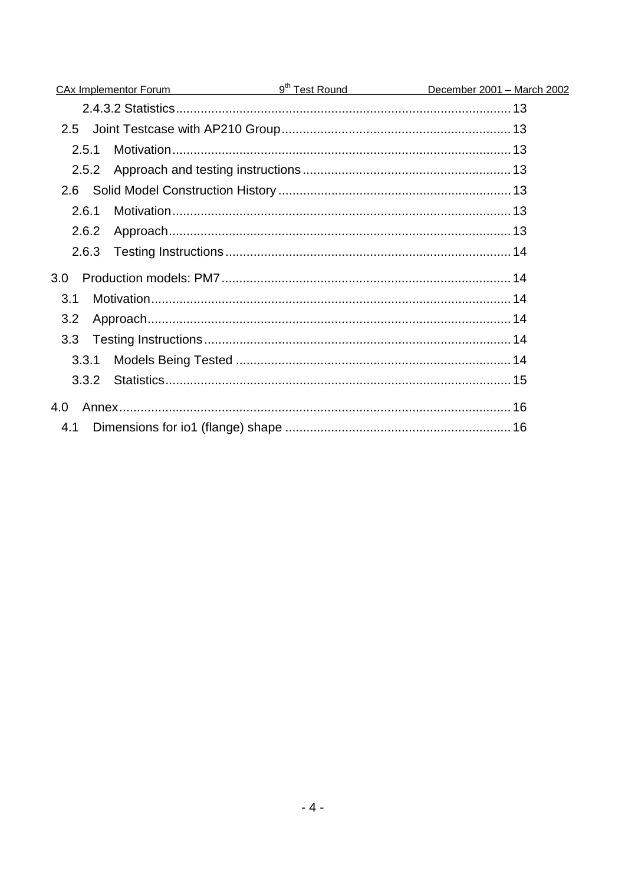2.4.3.2 Statistics .......... 13

2.5 Joint Testcase with AP210 Group .......... 13

2.5.1 Motivation .......... 13

2.5.2 Approach and testing instructions .......... 13

2.6 Solid Model Construction History .......... 13

2.6.1 Motivation .......... 13

2.6.2 Approach .......... 13

2.6.3 Testing Instructions .......... 14

3.0 Production models: PM7 .......... 14

3.1 Motivation .......... 14

3.2 Approach .......... 14

3.3 Testing Instructions .......... 14

3.3.1 Models Being Tested .......... 14

3.3.2 Statistics .......... 15

4.0 Annex .......... 16

4.1 Dimensions for io1 (flange) shape .......... 16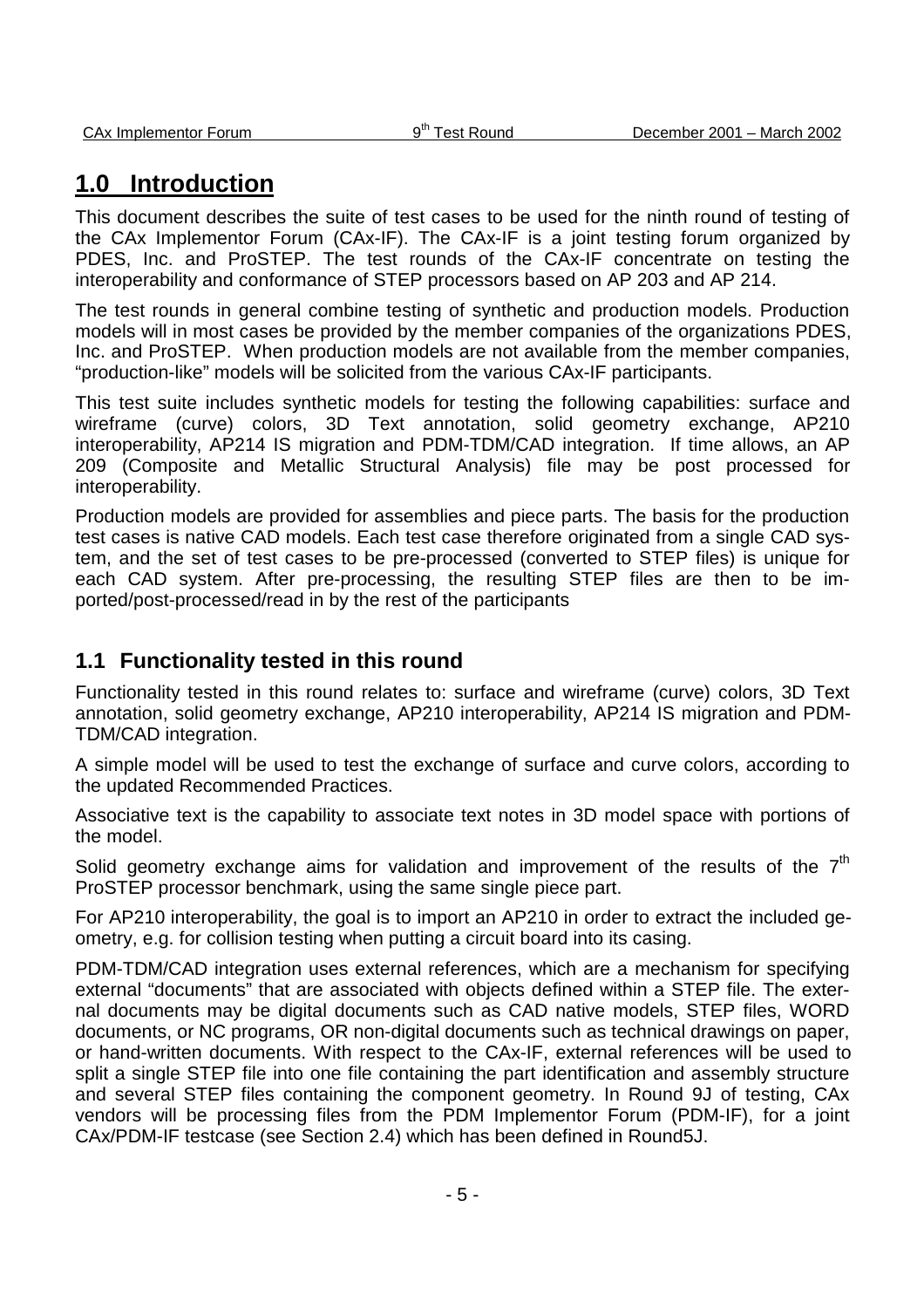# 1.0 Introduction

This document describes the suite of test cases to be used for the ninth round of testing of the CAx Implementor Forum (CAx-IF). The CAx-IF is a joint testing forum organized by PDES, Inc. and ProSTEP. The test rounds of the CAx-IF concentrate on testing the interoperability and conformance of STEP processors based on AP 203 and AP 214.

The test rounds in general combine testing of synthetic and production models. Production models will in most cases be provided by the member companies of the organizations PDES, Inc. and ProSTEP. When production models are not available from the member companies, "production-like" models will be solicited from the various CAx-IF participants.

This test suite includes synthetic models for testing the following capabilities: surface and wireframe (curve) colors, 3D Text annotation, solid geometry exchange, AP210 interoperability, AP214 IS migration and PDM-TDM/CAD integration. If time allows, an AP 209 (Composite and Metallic Structural Analysis) file may be post processed for interoperability.

Production models are provided for assemblies and piece parts. The basis for the production test cases is native CAD models. Each test case therefore originated from a single CAD system, and the set of test cases to be pre-processed (converted to STEP files) is unique for each CAD system. After pre-processing, the resulting STEP files are then to be imported/post-processed/read in by the rest of the participants

## 1.1 Functionality tested in this round

Functionality tested in this round relates to: surface and wireframe (curve) colors, 3D Text annotation, solid geometry exchange, AP210 interoperability, AP214 IS migration and PDM-TDM/CAD integration.

A simple model will be used to test the exchange of surface and curve colors, according to the updated Recommended Practices.

Associative text is the capability to associate text notes in 3D model space with portions of the model.

Solid geometry exchange aims for validation and improvement of the results of the 7th ProSTEP processor benchmark, using the same single piece part.

For AP210 interoperability, the goal is to import an AP210 in order to extract the included geometry, e.g. for collision testing when putting a circuit board into its casing.

PDM-TDM/CAD integration uses external references, which are a mechanism for specifying external "documents" that are associated with objects defined within a STEP file. The external documents may be digital documents such as CAD native models, STEP files, WORD documents, or NC programs, OR non-digital documents such as technical drawings on paper, or hand-written documents. With respect to the CAx-IF, external references will be used to split a single STEP file into one file containing the part identification and assembly structure and several STEP files containing the component geometry. In Round 9J of testing, CAx vendors will be processing files from the PDM Implementor Forum (PDM-IF), for a joint CAx/PDM-IF testcase (see Section 2.4) which has been defined in Round5J.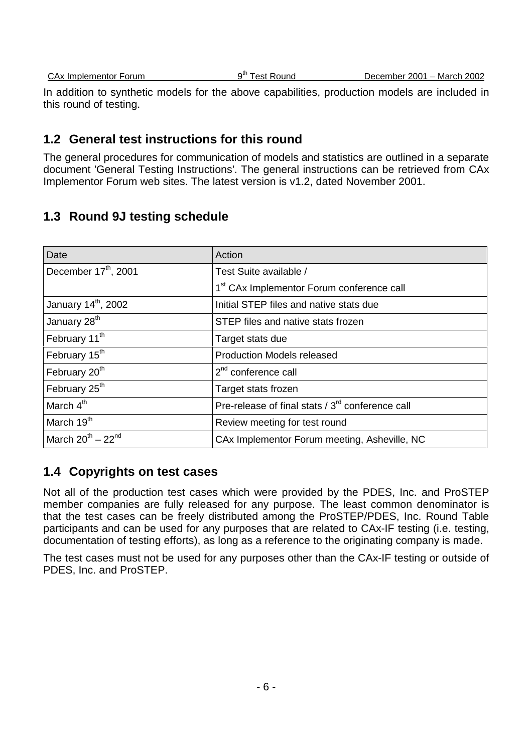In addition to synthetic models for the above capabilities, production models are included in this round of testing.

## 1.2 General test instructions for this round

The general procedures for communication of models and statistics are outlined in a separate document 'General Testing Instructions'. The general instructions can be retrieved from CAx Implementor Forum web sites. The latest version is v1.2, dated November 2001.

## 1.3 Round 9J testing schedule

| Date | Action |
|---|---|
| December 17th, 2001 | Test Suite available / 1st CAx Implementor Forum conference call |
| January 14th, 2002 | Initial STEP files and native stats due |
| January 28th | STEP files and native stats frozen |
| February 11th | Target stats due |
| February 15th | Production Models released |
| February 20th | 2nd conference call |
| February 25th | Target stats frozen |
| March 4th | Pre-release of final stats / 3rd conference call |
| March 19th | Review meeting for test round |
| March 20th – 22nd | CAx Implementor Forum meeting, Asheville, NC |

## 1.4 Copyrights on test cases

Not all of the production test cases which were provided by the PDES, Inc. and ProSTEP member companies are fully released for any purpose. The least common denominator is that the test cases can be freely distributed among the ProSTEP/PDES, Inc. Round Table participants and can be used for any purposes that are related to CAx-IF testing (i.e. testing, documentation of testing efforts), as long as a reference to the originating company is made.

The test cases must not be used for any purposes other than the CAx-IF testing or outside of PDES, Inc. and ProSTEP.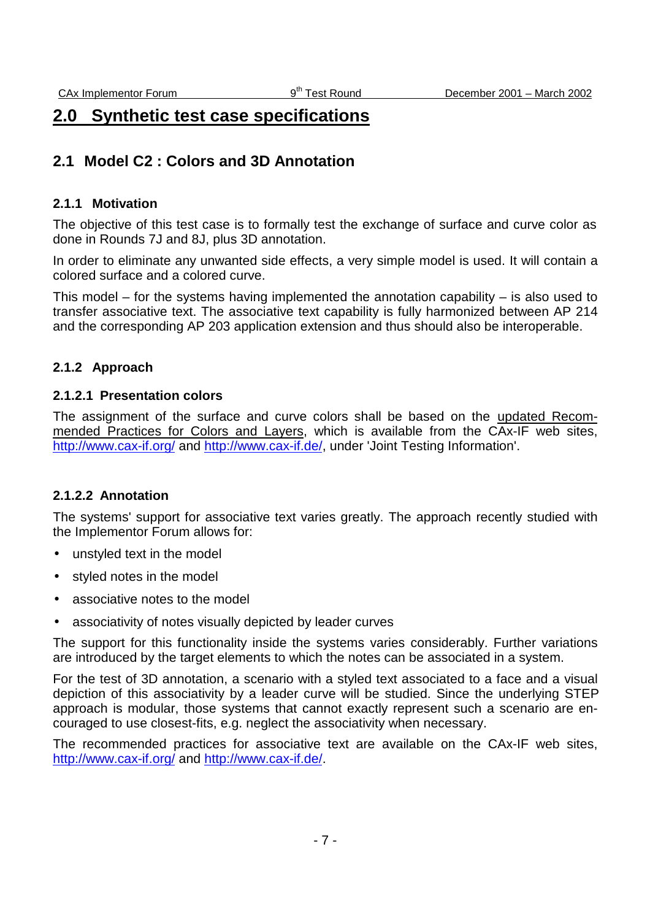# 2.0 Synthetic test case specifications

## 2.1 Model C2 : Colors and 3D Annotation

### 2.1.1 Motivation

The objective of this test case is to formally test the exchange of surface and curve color as done in Rounds 7J and 8J, plus 3D annotation.

In order to eliminate any unwanted side effects, a very simple model is used. It will contain a colored surface and a colored curve.

This model – for the systems having implemented the annotation capability – is also used to transfer associative text. The associative text capability is fully harmonized between AP 214 and the corresponding AP 203 application extension and thus should also be interoperable.

### 2.1.2 Approach

#### 2.1.2.1 Presentation colors

The assignment of the surface and curve colors shall be based on the updated Recommended Practices for Colors and Layers, which is available from the CAx-IF web sites, http://www.cax-if.org/ and http://www.cax-if.de/, under 'Joint Testing Information'.

#### 2.1.2.2 Annotation

The systems' support for associative text varies greatly. The approach recently studied with the Implementor Forum allows for:

- unstyled text in the model
- styled notes in the model
- associative notes to the model
- associativity of notes visually depicted by leader curves

The support for this functionality inside the systems varies considerably. Further variations are introduced by the target elements to which the notes can be associated in a system.

For the test of 3D annotation, a scenario with a styled text associated to a face and a visual depiction of this associativity by a leader curve will be studied. Since the underlying STEP approach is modular, those systems that cannot exactly represent such a scenario are encouraged to use closest-fits, e.g. neglect the associativity when necessary.

The recommended practices for associative text are available on the CAx-IF web sites, http://www.cax-if.org/ and http://www.cax-if.de/.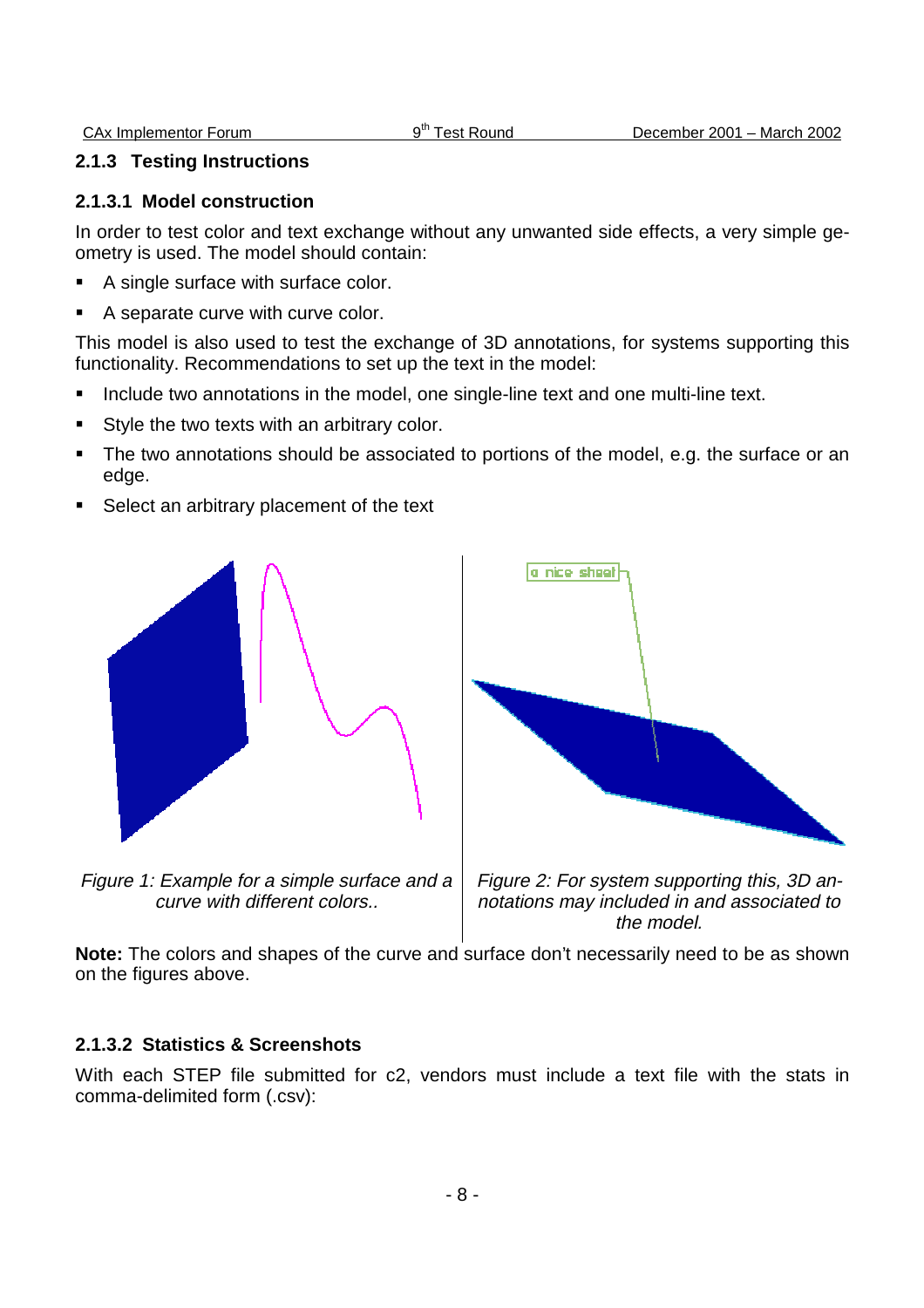### 2.1.3 Testing Instructions

#### 2.1.3.1 Model construction

In order to test color and text exchange without any unwanted side effects, a very simple geometry is used. The model should contain:

- A single surface with surface color.
- A separate curve with curve color.

This model is also used to test the exchange of 3D annotations, for systems supporting this functionality. Recommendations to set up the text in the model:

- Include two annotations in the model, one single-line text and one multi-line text.
- Style the two texts with an arbitrary color.
- The two annotations should be associated to portions of the model, e.g. the surface or an edge.
- Select an arbitrary placement of the text

*Figure 1: Example for a simple surface and a curve with different colors..*

*Figure 2: For system supporting this, 3D annotations may included in and associated to the model.*

**Note:** The colors and shapes of the curve and surface don't necessarily need to be as shown on the figures above.

#### 2.1.3.2 Statistics & Screenshots

With each STEP file submitted for c2, vendors must include a text file with the stats in comma-delimited form (.csv):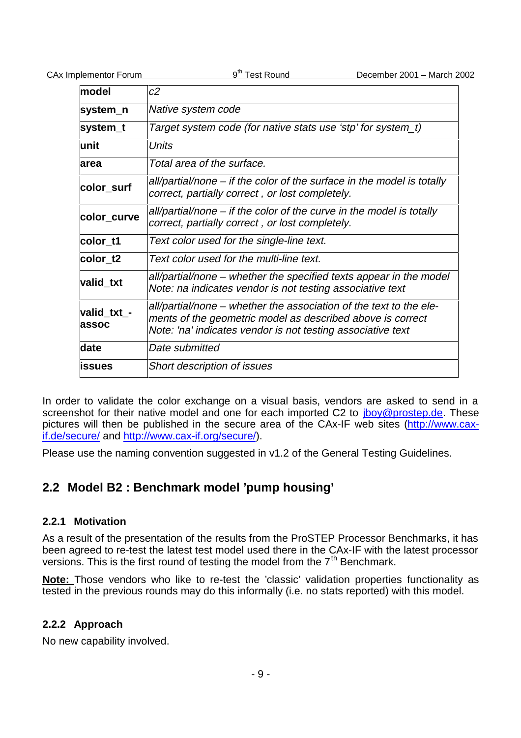| model | *c2* |
|---|---|
| **system_n** | *Native system code* |
| **system_t** | *Target system code (for native stats use 'stp' for system_t)* |
| **unit** | *Units* |
| **area** | *Total area of the surface.* |
| **color_surf** | *all/partial/none – if the color of the surface in the model is totally correct, partially correct , or lost completely.* |
| **color_curve** | *all/partial/none – if the color of the curve in the model is totally correct, partially correct , or lost completely.* |
| **color_t1** | *Text color used for the single-line text.* |
| **color_t2** | *Text color used for the multi-line text.* |
| **valid_txt** | *all/partial/none – whether the specified texts appear in the model Note: na indicates vendor is not testing associative text* |
| **valid_txt_-assoc** | *all/partial/none – whether the association of the text to the elements of the geometric model as described above is correct Note: 'na' indicates vendor is not testing associative text* |
| **date** | *Date submitted* |
| **issues** | *Short description of issues* |

In order to validate the color exchange on a visual basis, vendors are asked to send in a screenshot for their native model and one for each imported C2 to jboy@prostep.de. These pictures will then be published in the secure area of the CAx-IF web sites (http://www.cax-if.de/secure/ and http://www.cax-if.org/secure/).

Please use the naming convention suggested in v1.2 of the General Testing Guidelines.

## 2.2 Model B2 : Benchmark model 'pump housing'

### 2.2.1 Motivation

As a result of the presentation of the results from the ProSTEP Processor Benchmarks, it has been agreed to re-test the latest test model used there in the CAx-IF with the latest processor versions. This is the first round of testing the model from the 7th Benchmark.

**Note:** Those vendors who like to re-test the 'classic' validation properties functionality as tested in the previous rounds may do this informally (i.e. no stats reported) with this model.

### 2.2.2 Approach

No new capability involved.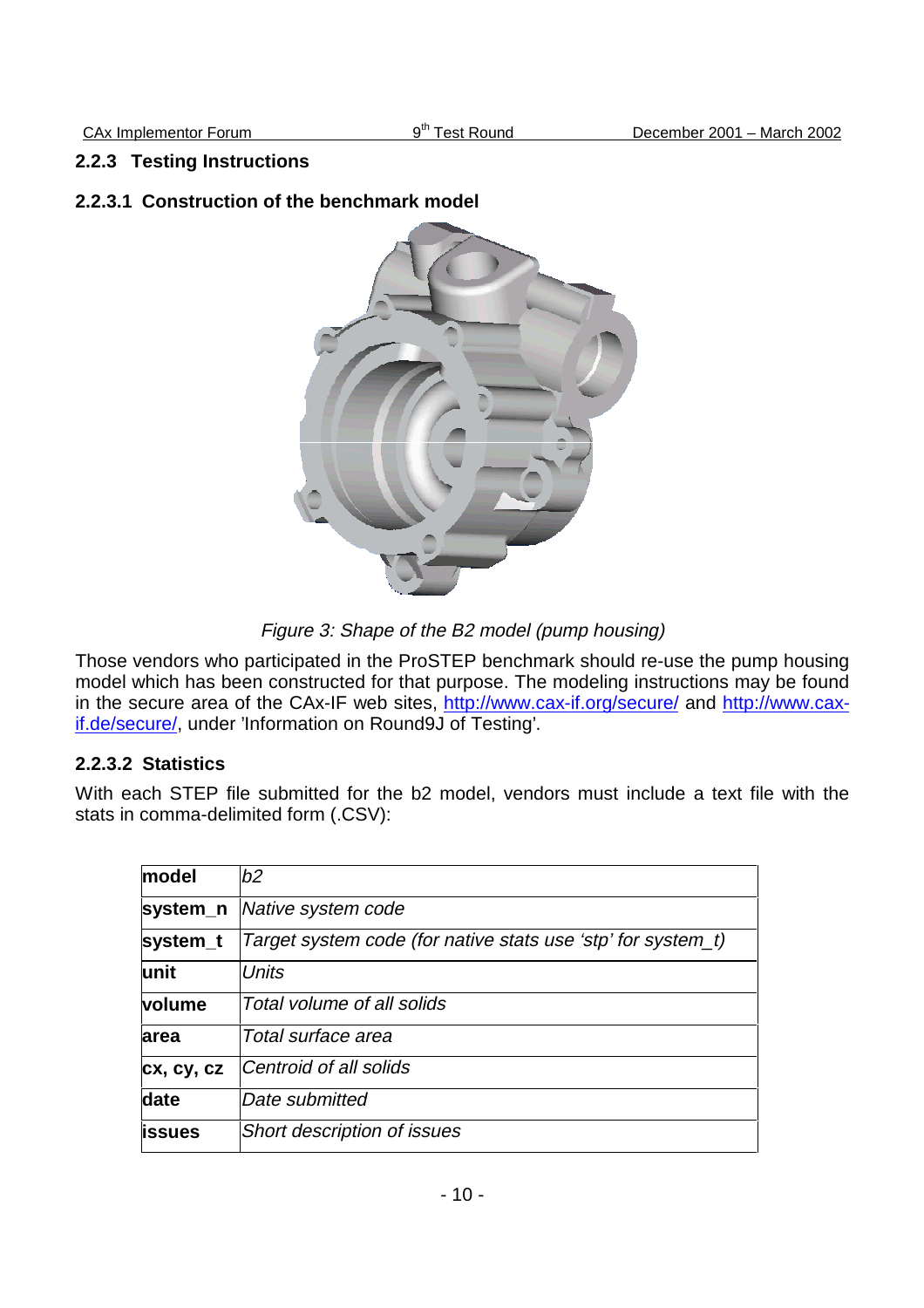### 2.2.3 Testing Instructions

#### 2.2.3.1 Construction of the benchmark model

*Figure 3: Shape of the B2 model (pump housing)*

Those vendors who participated in the ProSTEP benchmark should re-use the pump housing model which has been constructed for that purpose. The modeling instructions may be found in the secure area of the CAx-IF web sites, http://www.cax-if.org/secure/ and http://www.cax-if.de/secure/, under 'Information on Round9J of Testing'.

#### 2.2.3.2 Statistics

With each STEP file submitted for the b2 model, vendors must include a text file with the stats in comma-delimited form (.CSV):

| **model** | *b2* |
|---|---|
| **system_n** | *Native system code* |
| **system_t** | *Target system code (for native stats use 'stp' for system_t)* |
| **unit** | *Units* |
| **volume** | *Total volume of all solids* |
| **area** | *Total surface area* |
| **cx, cy, cz** | *Centroid of all solids* |
| **date** | *Date submitted* |
| **issues** | *Short description of issues* |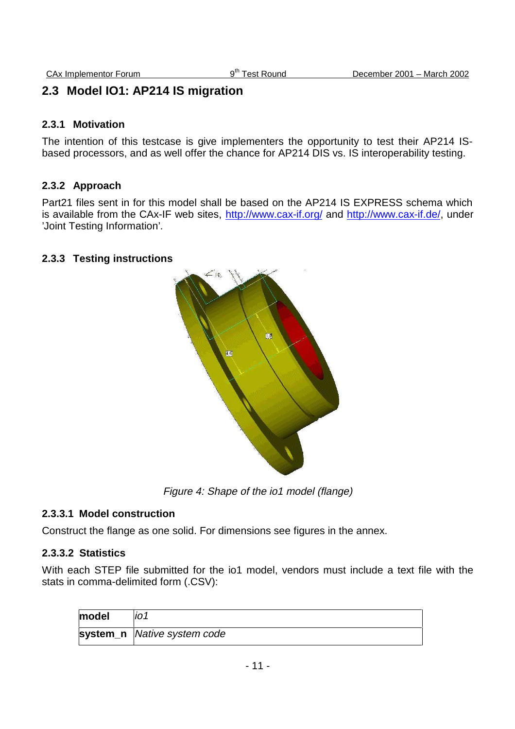## 2.3 Model IO1: AP214 IS migration

### 2.3.1 Motivation

The intention of this testcase is give implementers the opportunity to test their AP214 IS-based processors, and as well offer the chance for AP214 DIS vs. IS interoperability testing.

### 2.3.2 Approach

Part21 files sent in for this model shall be based on the AP214 IS EXPRESS schema which is available from the CAx-IF web sites, http://www.cax-if.org/ and http://www.cax-if.de/, under 'Joint Testing Information'.

### 2.3.3 Testing instructions

*Figure 4: Shape of the io1 model (flange)*

#### 2.3.3.1 Model construction

Construct the flange as one solid. For dimensions see figures in the annex.

#### 2.3.3.2 Statistics

With each STEP file submitted for the io1 model, vendors must include a text file with the stats in comma-delimited form (.CSV):

| | |
|---|---|
| **model** | *io1* |
| **system_n** | *Native system code* |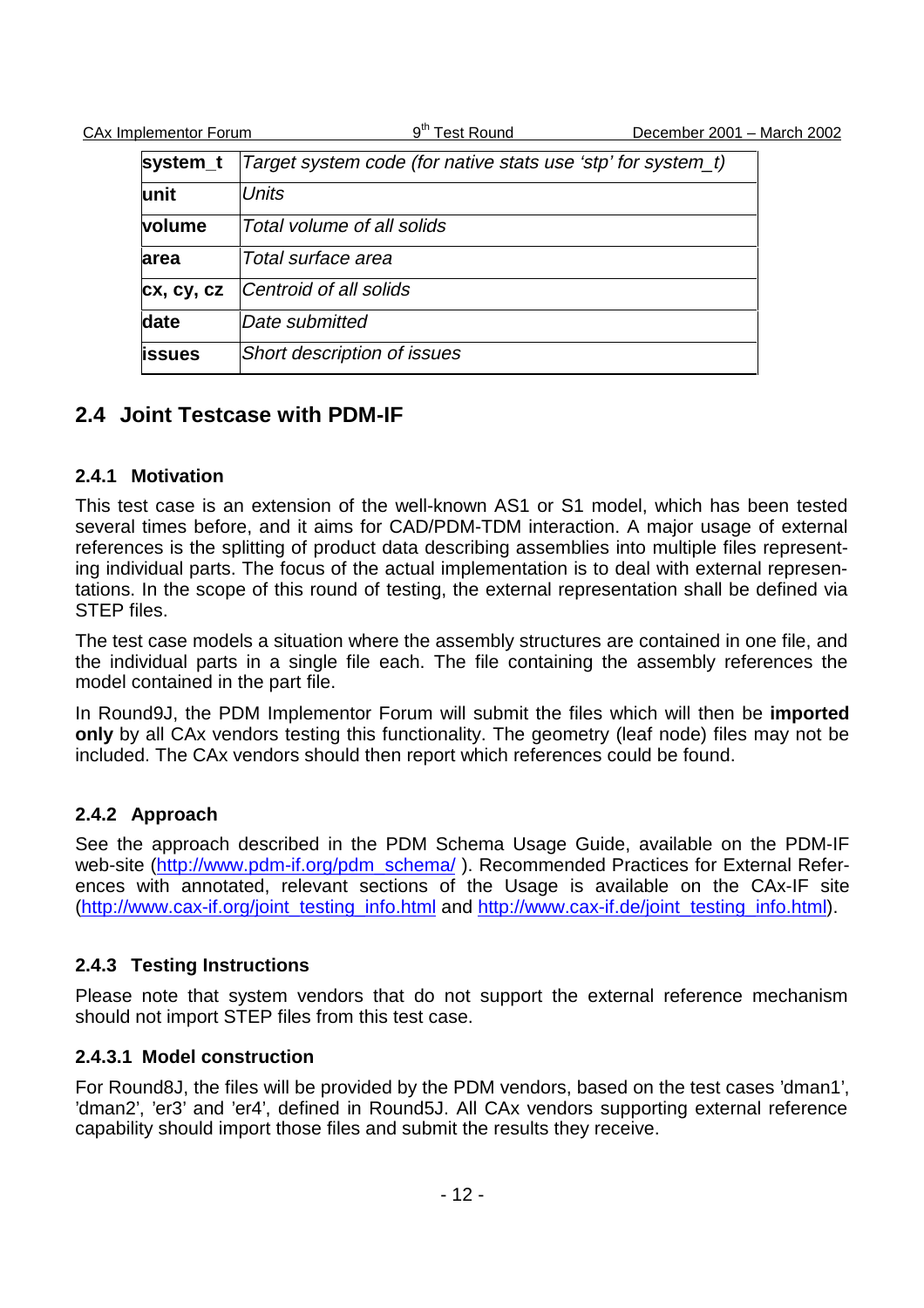| system_t | *Target system code (for native stats use 'stp' for system_t)* |
|---|---|
| **unit** | *Units* |
| **volume** | *Total volume of all solids* |
| **area** | *Total surface area* |
| **cx, cy, cz** | *Centroid of all solids* |
| **date** | *Date submitted* |
| **issues** | *Short description of issues* |

## 2.4 Joint Testcase with PDM-IF

### 2.4.1 Motivation

This test case is an extension of the well-known AS1 or S1 model, which has been tested several times before, and it aims for CAD/PDM-TDM interaction. A major usage of external references is the splitting of product data describing assemblies into multiple files representing individual parts. The focus of the actual implementation is to deal with external representations. In the scope of this round of testing, the external representation shall be defined via STEP files.

The test case models a situation where the assembly structures are contained in one file, and the individual parts in a single file each. The file containing the assembly references the model contained in the part file.

In Round9J, the PDM Implementor Forum will submit the files which will then be **imported only** by all CAx vendors testing this functionality. The geometry (leaf node) files may not be included. The CAx vendors should then report which references could be found.

### 2.4.2 Approach

See the approach described in the PDM Schema Usage Guide, available on the PDM-IF web-site (http://www.pdm-if.org/pdm_schema/ ). Recommended Practices for External References with annotated, relevant sections of the Usage is available on the CAx-IF site (http://www.cax-if.org/joint_testing_info.html and http://www.cax-if.de/joint_testing_info.html).

### 2.4.3 Testing Instructions

Please note that system vendors that do not support the external reference mechanism should not import STEP files from this test case.

#### 2.4.3.1 Model construction

For Round8J, the files will be provided by the PDM vendors, based on the test cases 'dman1', 'dman2', 'er3' and 'er4', defined in Round5J. All CAx vendors supporting external reference capability should import those files and submit the results they receive.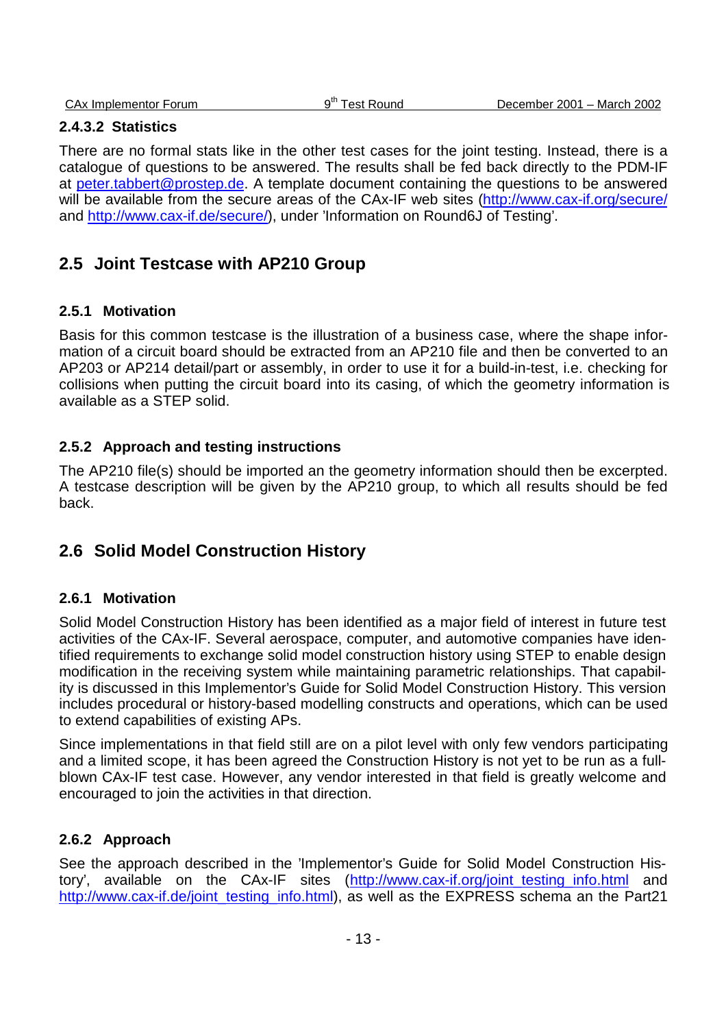#### 2.4.3.2 Statistics

There are no formal stats like in the other test cases for the joint testing. Instead, there is a catalogue of questions to be answered. The results shall be fed back directly to the PDM-IF at peter.tabbert@prostep.de. A template document containing the questions to be answered will be available from the secure areas of the CAx-IF web sites (http://www.cax-if.org/secure/ and http://www.cax-if.de/secure/), under 'Information on Round6J of Testing'.

## 2.5 Joint Testcase with AP210 Group

### 2.5.1 Motivation

Basis for this common testcase is the illustration of a business case, where the shape information of a circuit board should be extracted from an AP210 file and then be converted to an AP203 or AP214 detail/part or assembly, in order to use it for a build-in-test, i.e. checking for collisions when putting the circuit board into its casing, of which the geometry information is available as a STEP solid.

### 2.5.2 Approach and testing instructions

The AP210 file(s) should be imported an the geometry information should then be excerpted. A testcase description will be given by the AP210 group, to which all results should be fed back.

## 2.6 Solid Model Construction History

### 2.6.1 Motivation

Solid Model Construction History has been identified as a major field of interest in future test activities of the CAx-IF. Several aerospace, computer, and automotive companies have identified requirements to exchange solid model construction history using STEP to enable design modification in the receiving system while maintaining parametric relationships. That capability is discussed in this Implementor's Guide for Solid Model Construction History. This version includes procedural or history-based modelling constructs and operations, which can be used to extend capabilities of existing APs.

Since implementations in that field still are on a pilot level with only few vendors participating and a limited scope, it has been agreed the Construction History is not yet to be run as a full-blown CAx-IF test case. However, any vendor interested in that field is greatly welcome and encouraged to join the activities in that direction.

### 2.6.2 Approach

See the approach described in the 'Implementor's Guide for Solid Model Construction History', available on the CAx-IF sites (http://www.cax-if.org/joint_testing_info.html and http://www.cax-if.de/joint_testing_info.html), as well as the EXPRESS schema an the Part21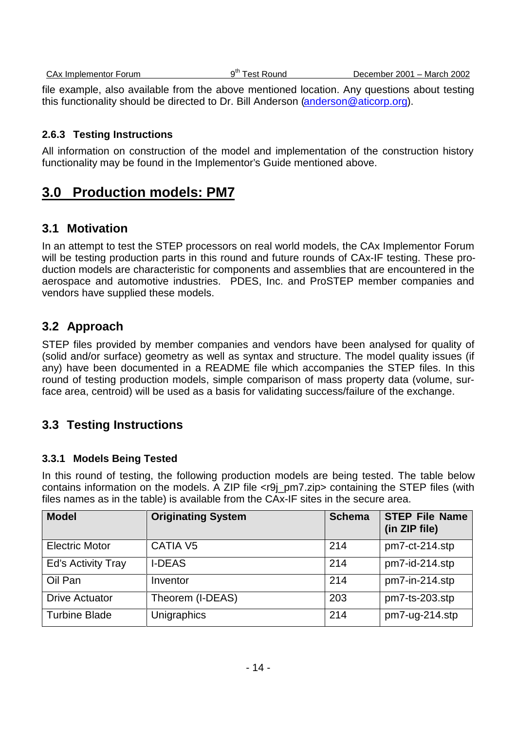file example, also available from the above mentioned location. Any questions about testing this functionality should be directed to Dr. Bill Anderson (anderson@aticorp.org).

### 2.6.3 Testing Instructions

All information on construction of the model and implementation of the construction history functionality may be found in the Implementor's Guide mentioned above.

# 3.0 Production models: PM7

## 3.1 Motivation

In an attempt to test the STEP processors on real world models, the CAx Implementor Forum will be testing production parts in this round and future rounds of CAx-IF testing. These production models are characteristic for components and assemblies that are encountered in the aerospace and automotive industries. PDES, Inc. and ProSTEP member companies and vendors have supplied these models.

## 3.2 Approach

STEP files provided by member companies and vendors have been analysed for quality of (solid and/or surface) geometry as well as syntax and structure. The model quality issues (if any) have been documented in a README file which accompanies the STEP files. In this round of testing production models, simple comparison of mass property data (volume, surface area, centroid) will be used as a basis for validating success/failure of the exchange.

## 3.3 Testing Instructions

### 3.3.1 Models Being Tested

In this round of testing, the following production models are being tested. The table below contains information on the models. A ZIP file <r9j_pm7.zip> containing the STEP files (with files names as in the table) is available from the CAx-IF sites in the secure area.

| Model | Originating System | Schema | STEP File Name (in ZIP file) |
|---|---|---|---|
| Electric Motor | CATIA V5 | 214 | pm7-ct-214.stp |
| Ed's Activity Tray | I-DEAS | 214 | pm7-id-214.stp |
| Oil Pan | Inventor | 214 | pm7-in-214.stp |
| Drive Actuator | Theorem (I-DEAS) | 203 | pm7-ts-203.stp |
| Turbine Blade | Unigraphics | 214 | pm7-ug-214.stp |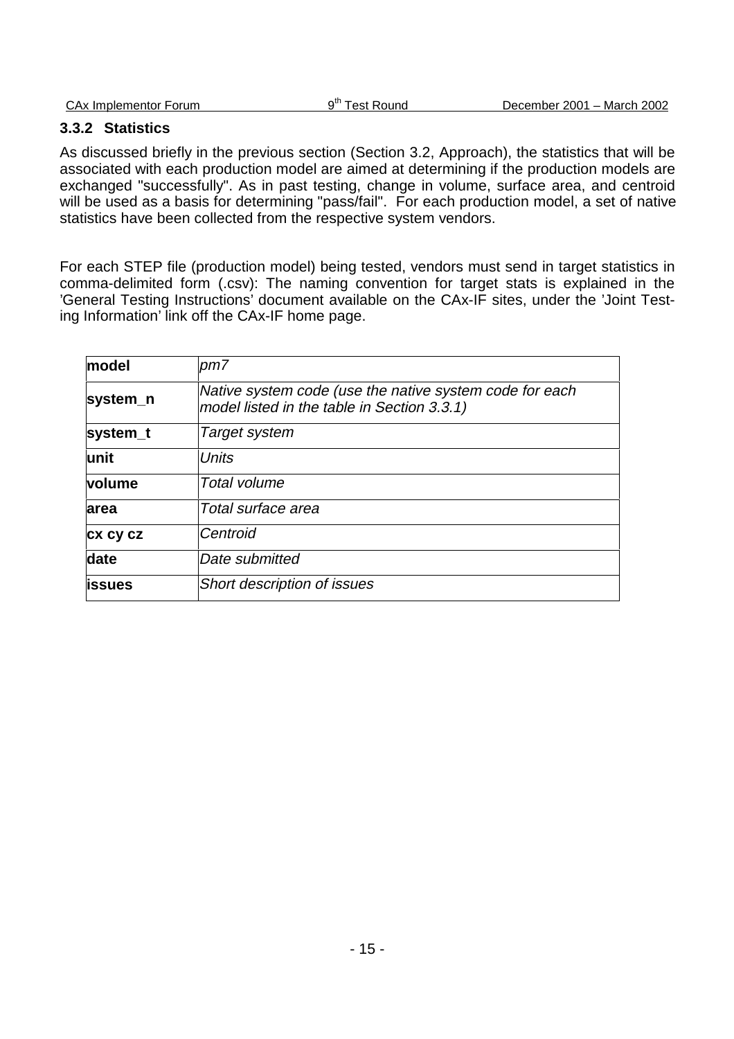### 3.3.2 Statistics

As discussed briefly in the previous section (Section 3.2, Approach), the statistics that will be associated with each production model are aimed at determining if the production models are exchanged "successfully". As in past testing, change in volume, surface area, and centroid will be used as a basis for determining "pass/fail". For each production model, a set of native statistics have been collected from the respective system vendors.

For each STEP file (production model) being tested, vendors must send in target statistics in comma-delimited form (.csv): The naming convention for target stats is explained in the 'General Testing Instructions' document available on the CAx-IF sites, under the 'Joint Testing Information' link off the CAx-IF home page.

| **model** | *pm7* |
|---|---|
| **system_n** | *Native system code (use the native system code for each model listed in the table in Section 3.3.1)* |
| **system_t** | *Target system* |
| **unit** | *Units* |
| **volume** | *Total volume* |
| **area** | *Total surface area* |
| **cx cy cz** | *Centroid* |
| **date** | *Date submitted* |
| **issues** | *Short description of issues* |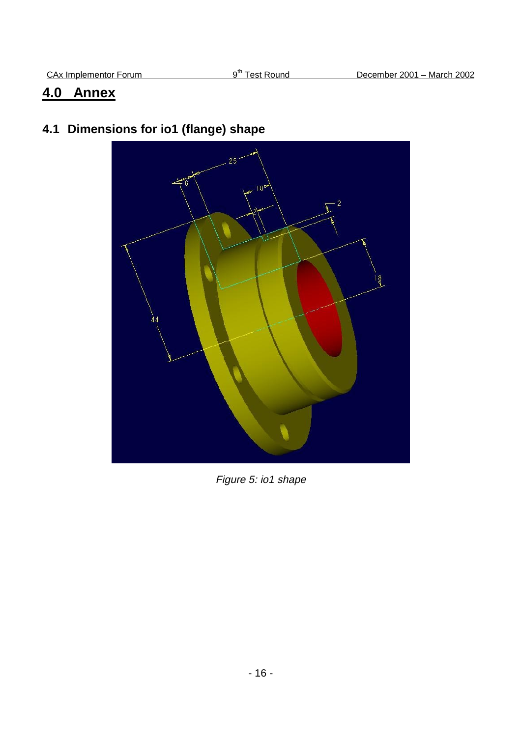# 4.0 Annex

## 4.1 Dimensions for io1 (flange) shape

*Figure 5: io1 shape*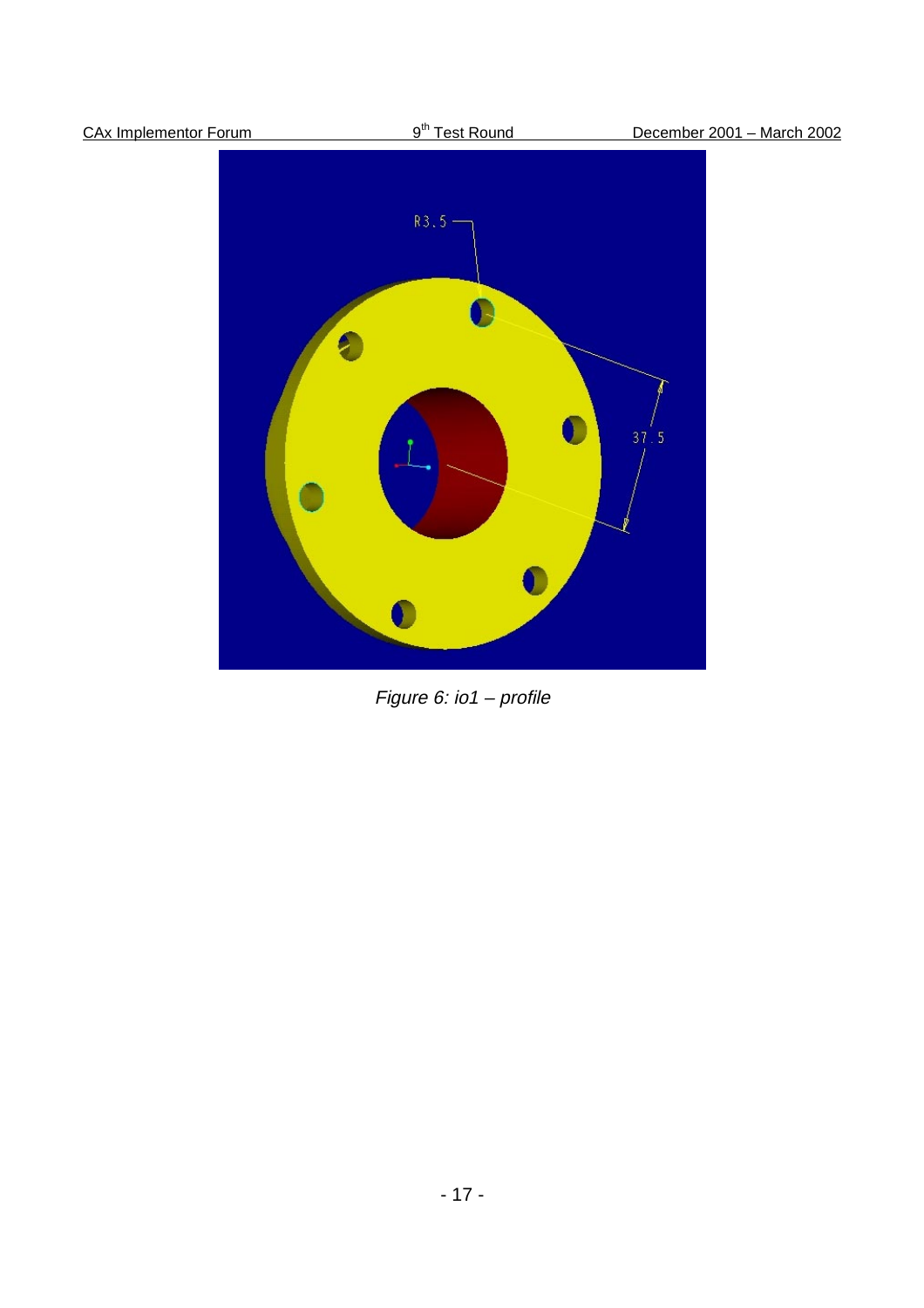R3.5

37.5

*Figure 6: io1 – profile*